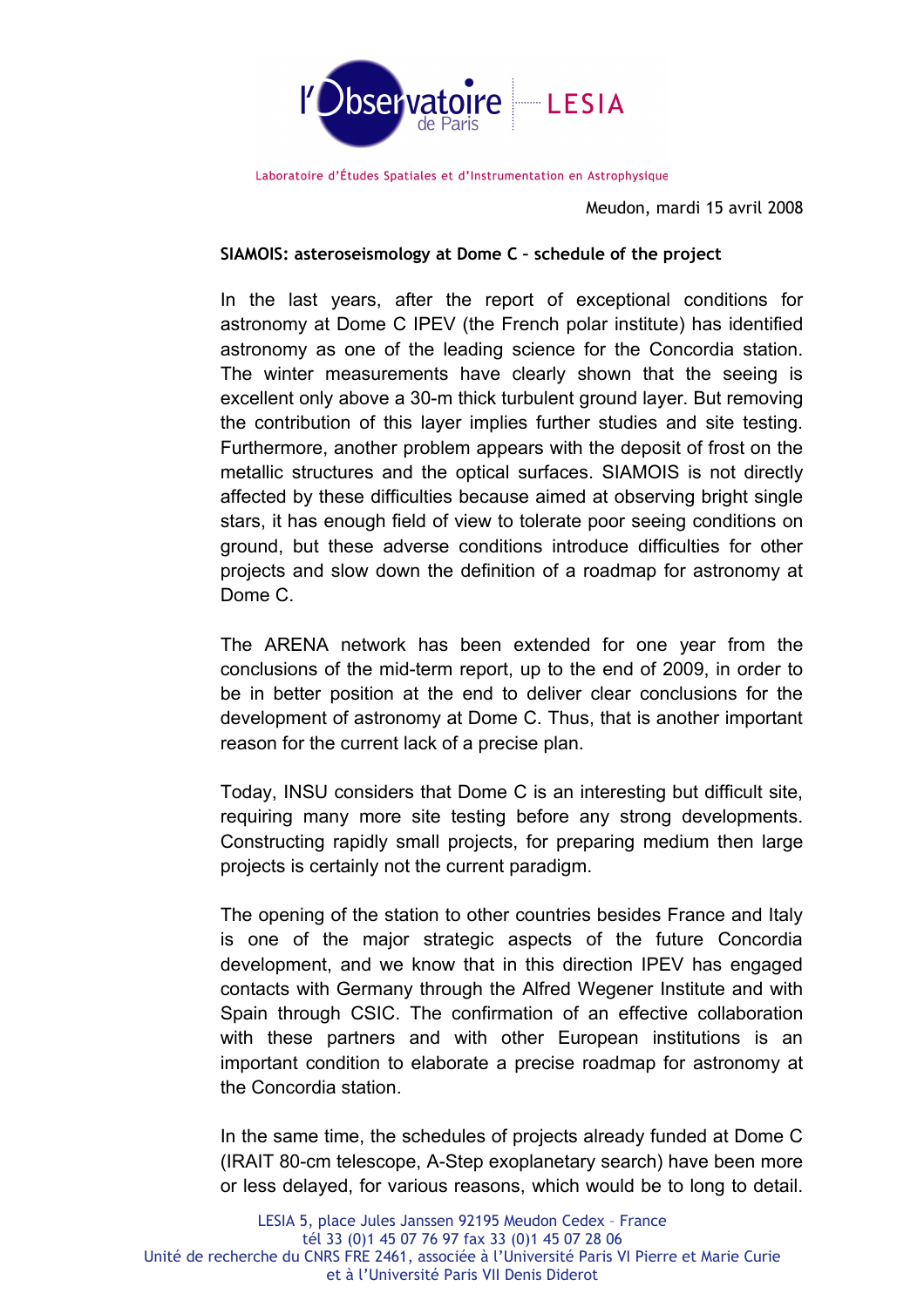l'Observatoire de Paris | LESIA

Laboratoire d'Études Spatiales et d'Instrumentation en Astrophysique

Meudon, mardi 15 avril 2008

**SIAMOIS: asteroseismology at Dome C – schedule of the project**

In the last years, after the report of exceptional conditions for astronomy at Dome C IPEV (the French polar institute) has identified astronomy as one of the leading science for the Concordia station. The winter measurements have clearly shown that the seeing is excellent only above a 30-m thick turbulent ground layer. But removing the contribution of this layer implies further studies and site testing. Furthermore, another problem appears with the deposit of frost on the metallic structures and the optical surfaces. SIAMOIS is not directly affected by these difficulties because aimed at observing bright single stars, it has enough field of view to tolerate poor seeing conditions on ground, but these adverse conditions introduce difficulties for other projects and slow down the definition of a roadmap for astronomy at Dome C.

The ARENA network has been extended for one year from the conclusions of the mid-term report, up to the end of 2009, in order to be in better position at the end to deliver clear conclusions for the development of astronomy at Dome C. Thus, that is another important reason for the current lack of a precise plan.

Today, INSU considers that Dome C is an interesting but difficult site, requiring many more site testing before any strong developments. Constructing rapidly small projects, for preparing medium then large projects is certainly not the current paradigm.

The opening of the station to other countries besides France and Italy is one of the major strategic aspects of the future Concordia development, and we know that in this direction IPEV has engaged contacts with Germany through the Alfred Wegener Institute and with Spain through CSIC. The confirmation of an effective collaboration with these partners and with other European institutions is an important condition to elaborate a precise roadmap for astronomy at the Concordia station.

In the same time, the schedules of projects already funded at Dome C (IRAIT 80-cm telescope, A-Step exoplanetary search) have been more or less delayed, for various reasons, which would be to long to detail.

LESIA 5, place Jules Janssen 92195 Meudon Cedex – France
tél 33 (0)1 45 07 76 97 fax 33 (0)1 45 07 28 06
Unité de recherche du CNRS FRE 2461, associée à l'Université Paris VI Pierre et Marie Curie
et à l'Université Paris VII Denis Diderot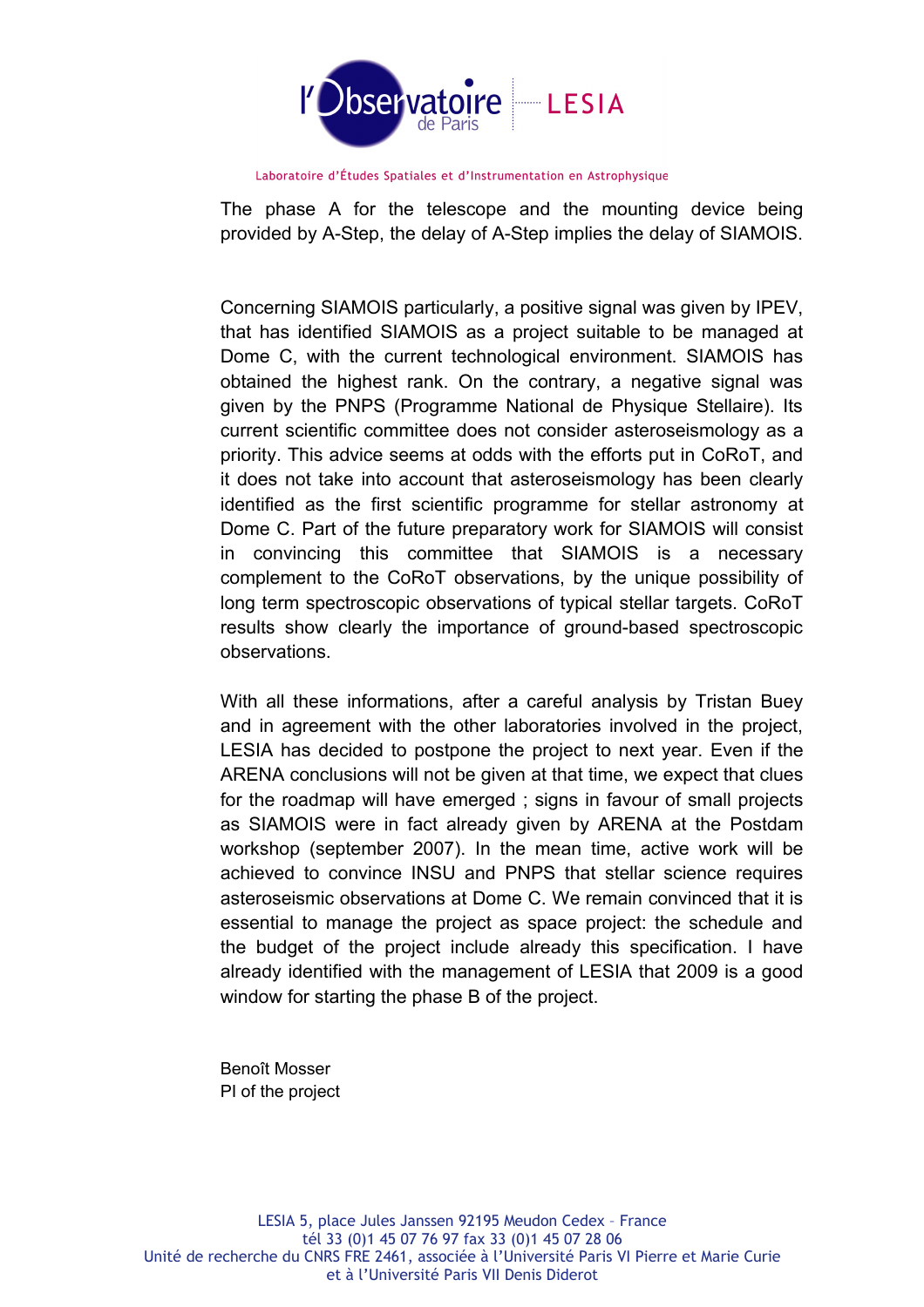The phase A for the telescope and the mounting device being provided by A-Step, the delay of A-Step implies the delay of SIAMOIS.

Concerning SIAMOIS particularly, a positive signal was given by IPEV, that has identified SIAMOIS as a project suitable to be managed at Dome C, with the current technological environment. SIAMOIS has obtained the highest rank. On the contrary, a negative signal was given by the PNPS (Programme National de Physique Stellaire). Its current scientific committee does not consider asteroseismology as a priority. This advice seems at odds with the efforts put in CoRoT, and it does not take into account that asteroseismology has been clearly identified as the first scientific programme for stellar astronomy at Dome C. Part of the future preparatory work for SIAMOIS will consist in convincing this committee that SIAMOIS is a necessary complement to the CoRoT observations, by the unique possibility of long term spectroscopic observations of typical stellar targets. CoRoT results show clearly the importance of ground-based spectroscopic observations.

With all these informations, after a careful analysis by Tristan Buey and in agreement with the other laboratories involved in the project, LESIA has decided to postpone the project to next year. Even if the ARENA conclusions will not be given at that time, we expect that clues for the roadmap will have emerged ; signs in favour of small projects as SIAMOIS were in fact already given by ARENA at the Postdam workshop (september 2007). In the mean time, active work will be achieved to convince INSU and PNPS that stellar science requires asteroseismic observations at Dome C. We remain convinced that it is essential to manage the project as space project: the schedule and the budget of the project include already this specification. I have already identified with the management of LESIA that 2009 is a good window for starting the phase B of the project.

Benoît Mosser
PI of the project